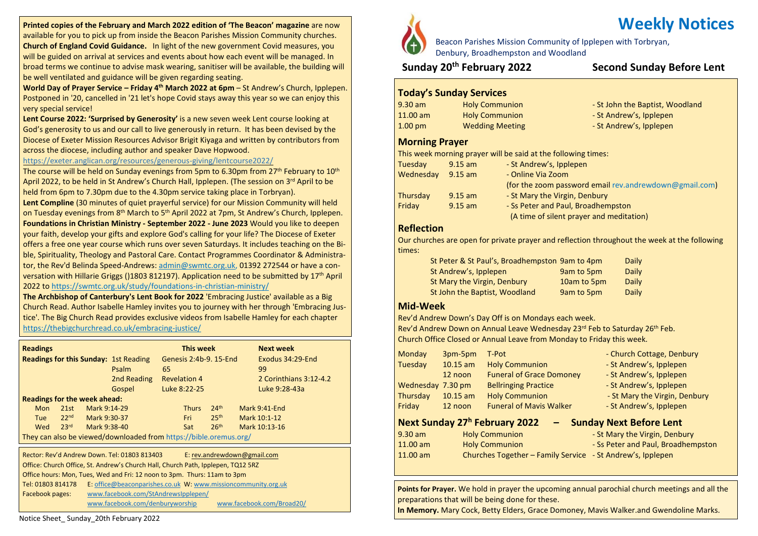**Printed copies of the February and March 2022 edition of 'The Beacon' magazine** are now available for you to pick up from inside the Beacon Parishes Mission Community churches.

**Church of England Covid Guidance.** In light of the new government Covid measures, you will be guided on arrival at services and events about how each event will be managed. In broad terms we continue to advise mask wearing, sanitiser will be available, the building will be well ventilated and guidance will be given regarding seating.

**World Day of Prayer Service – Friday 4th March 2022 at 6pm** – St Andrew's Church, Ipplepen. Postponed in '20, cancelled in '21 let's hope Covid stays away this year so we can enjoy this very special service!

**Lent Course 2022: 'Surprised by Generosity'** is a new seven week Lent course looking at God's generosity to us and our call to live generously in return. It has been devised by the Diocese of Exeter Mission Resources Advisor Brigit Kiyaga and written by contributors from across the diocese, including author and speaker Dave Hopwood.
https://exeter.anglican.org/resources/generous-giving/lentcourse2022/

The course will be held on Sunday evenings from 5pm to 6.30pm from 27th February to 10th April 2022, to be held in St Andrew's Church Hall, Ipplepen. (The session on 3rd April to be held from 6pm to 7.30pm due to the 4.30pm service taking place in Torbryan).

**Lent Compline** (30 minutes of quiet prayerful service) for our Mission Community will held on Tuesday evenings from 8th March to 5th April 2022 at 7pm, St Andrew's Church, Ipplepen.

**Foundations in Christian Ministry - September 2022 - June 2023** Would you like to deepen your faith, develop your gifts and explore God's calling for your life? The Diocese of Exeter offers a free one year course which runs over seven Saturdays. It includes teaching on the Bible, Spirituality, Theology and Pastoral Care. Contact Programmes Coordinator & Administrator, the Rev'd Belinda Speed-Andrews: admin@swmtc.org.uk, 01392 272544 or have a conversation with Hillarie Griggs ()1803 812197). Application need to be submitted by 17th April 2022 to https://swmtc.org.uk/study/foundations-in-christian-ministry/

**The Archbishop of Canterbury's Lent Book for 2022** 'Embracing Justice' available as a Big Church Read. Author Isabelle Hamley invites you to journey with her through 'Embracing Justice'. The Big Church Read provides exclusive videos from Isabelle Hamley for each chapter https://thebigchurchread.co.uk/embracing-justice/

| **Readings** | | **This week** | **Next week** |
|---|---|---|---|
| **Readings for this Sunday:** | 1st Reading | Genesis 2:4b-9. 15-End | Exodus 34:29-End |
| | Psalm | 65 | 99 |
| | 2nd Reading | Revelation 4 | 2 Corinthians 3:12-4.2 |
| | Gospel | Luke 8:22-25 | Luke 9:28-43a |

**Readings for the week ahead:**

| | | | | | |
|---|---|---|---|---|---|
| Mon 21st | Mark 9:14-29 | Thurs 24th | Mark 9:41-End |
| Tue 22nd | Mark 9:30-37 | Fri 25th | Mark 10:1-12 |
| Wed 23rd | Mark 9:38-40 | Sat 26th | Mark 10:13-16 |

They can also be viewed/downloaded from https://bible.oremus.org/

Rector: Rev'd Andrew Down. Tel: 01803 813403 E: rev.andrewdown@gmail.com
Office: Church Office, St. Andrew's Church Hall, Church Path, Ipplepen, TQ12 5RZ
Office hours: Mon, Tues, Wed and Fri: 12 noon to 3pm. Thurs: 11am to 3pm
Tel: 01803 814178 E: office@beaconparishes.co.uk W: www.missioncommunity.org.uk
Facebook pages: www.facebook.com/StAndrewsIpplepen/
www.facebook.com/denburyworship www.facebook.com/Broad20/

Notice Sheet_ Sunday_20th February 2022

# Weekly Notices

Beacon Parishes Mission Community of Ipplepen with Torbryan, Denbury, Broadhempston and Woodland

## Sunday 20th February 2022 — Second Sunday Before Lent

### Today's Sunday Services

| | | |
|---|---|---|
| 9.30 am | Holy Communion | - St John the Baptist, Woodland |
| 11.00 am | Holy Communion | - St Andrew's, Ipplepen |
| 1.00 pm | Wedding Meeting | - St Andrew's, Ipplepen |

### Morning Prayer

This week morning prayer will be said at the following times:

| | | |
|---|---|---|
| Tuesday | 9.15 am | - St Andrew's, Ipplepen |
| Wednesday | 9.15 am | - Online Via Zoom (for the zoom password email rev.andrewdown@gmail.com) |
| Thursday | 9.15 am | - St Mary the Virgin, Denbury |
| Friday | 9.15 am | - Ss Peter and Paul, Broadhempston (A time of silent prayer and meditation) |

### Reflection

Our churches are open for private prayer and reflection throughout the week at the following times:

| | | |
|---|---|---|
| St Peter & St Paul's, Broadhempston | 9am to 4pm | Daily |
| St Andrew's, Ipplepen | 9am to 5pm | Daily |
| St Mary the Virgin, Denbury | 10am to 5pm | Daily |
| St John the Baptist, Woodland | 9am to 5pm | Daily |

### Mid-Week

Rev'd Andrew Down's Day Off is on Mondays each week.
Rev'd Andrew Down on Annual Leave Wednesday 23rd Feb to Saturday 26th Feb.
Church Office Closed or Annual Leave from Monday to Friday this week.

| | | | |
|---|---|---|---|
| Monday | 3pm-5pm | T-Pot | - Church Cottage, Denbury |
| Tuesday | 10.15 am | Holy Communion | - St Andrew's, Ipplepen |
| | 12 noon | Funeral of Grace Domoney | - St Andrew's, Ipplepen |
| Wednesday | 7.30 pm | Bellringing Practice | - St Andrew's, Ipplepen |
| Thursday | 10.15 am | Holy Communion | - St Mary the Virgin, Denbury |
| Friday | 12 noon | Funeral of Mavis Walker | - St Andrew's, Ipplepen |

### Next Sunday 27h February 2022 – Sunday Next Before Lent

| | | |
|---|---|---|
| 9.30 am | Holy Communion | - St Mary the Virgin, Denbury |
| 11.00 am | Holy Communion | - Ss Peter and Paul, Broadhempston |
| 11.00 am | Churches Together – Family Service | - St Andrew's, Ipplepen |

**Points for Prayer.** We hold in prayer the upcoming annual parochial church meetings and all the preparations that will be being done for these.

**In Memory.** Mary Cock, Betty Elders, Grace Domoney, Mavis Walker.and Gwendoline Marks.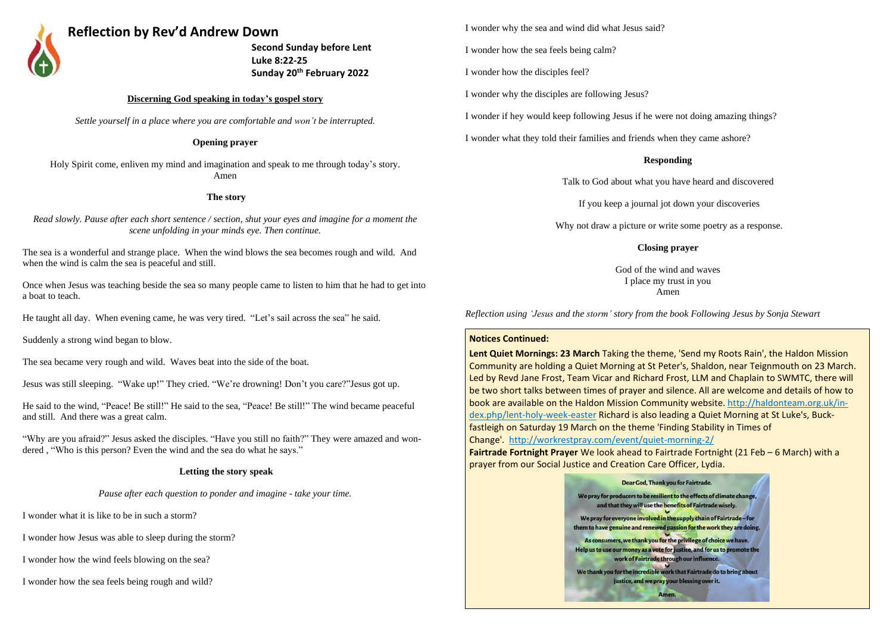# Reflection by Rev'd Andrew Down

**Second Sunday before Lent**
**Luke 8:22-25**
**Sunday 20th February 2022**

**Discerning God speaking in today's gospel story**

*Settle yourself in a place where you are comfortable and won't be interrupted.*

**Opening prayer**

Holy Spirit come, enliven my mind and imagination and speak to me through today's story.
Amen

**The story**

*Read slowly. Pause after each short sentence / section, shut your eyes and imagine for a moment the scene unfolding in your minds eye. Then continue.*

The sea is a wonderful and strange place. When the wind blows the sea becomes rough and wild. And when the wind is calm the sea is peaceful and still.

Once when Jesus was teaching beside the sea so many people came to listen to him that he had to get into a boat to teach.

He taught all day. When evening came, he was very tired. "Let's sail across the sea" he said.

Suddenly a strong wind began to blow.

The sea became very rough and wild. Waves beat into the side of the boat.

Jesus was still sleeping. "Wake up!" They cried. "We're drowning! Don't you care?"Jesus got up.

He said to the wind, "Peace! Be still!" He said to the sea, "Peace! Be still!" The wind became peaceful and still. And there was a great calm.

"Why are you afraid?" Jesus asked the disciples. "Have you still no faith?" They were amazed and wondered , "Who is this person? Even the wind and the sea do what he says."

**Letting the story speak**

*Pause after each question to ponder and imagine - take your time.*

I wonder what it is like to be in such a storm?

I wonder how Jesus was able to sleep during the storm?

I wonder how the wind feels blowing on the sea?

I wonder how the sea feels being rough and wild?

I wonder why the sea and wind did what Jesus said?

I wonder how the sea feels being calm?

I wonder how the disciples feel?

I wonder why the disciples are following Jesus?

I wonder if hey would keep following Jesus if he were not doing amazing things?

I wonder what they told their families and friends when they came ashore?

**Responding**

Talk to God about what you have heard and discovered

If you keep a journal jot down your discoveries

Why not draw a picture or write some poetry as a response.

**Closing prayer**

God of the wind and waves
I place my trust in you
Amen

*Reflection using 'Jesus and the storm' story from the book Following Jesus by Sonja Stewart*

**Notices Continued:**

**Lent Quiet Mornings: 23 March** Taking the theme, 'Send my Roots Rain', the Haldon Mission Community are holding a Quiet Morning at St Peter's, Shaldon, near Teignmouth on 23 March. Led by Revd Jane Frost, Team Vicar and Richard Frost, LLM and Chaplain to SWMTC, there will be two short talks between times of prayer and silence. All are welcome and details of how to book are available on the Haldon Mission Community website. http://haldonteam.org.uk/index.php/lent-holy-week-easter Richard is also leading a Quiet Morning at St Luke's, Buckfastleigh on Saturday 19 March on the theme 'Finding Stability in Times of Change'. http://workrestpray.com/event/quiet-morning-2/

**Fairtrade Fortnight Prayer** We look ahead to Fairtrade Fortnight (21 Feb – 6 March) with a prayer from our Social Justice and Creation Care Officer, Lydia.

Dear God, Thank you for Fairtrade.

We pray for producers to be resilient to the effects of climate change, and that they will use the benefits of Fairtrade wisely.

We pray for everyone involved in the supply chain of Fairtrade – for them to have genuine and renewed passion for the work they are doing.

As consumers, we thank you for the privilege of choice we have. Help us to use our money as a vote for justice, and for us to promote the work of Fairtrade through our influence.

We thank you for the incredible work that Fairtrade do to bring about justice, and we pray your blessing over it.

Amen.